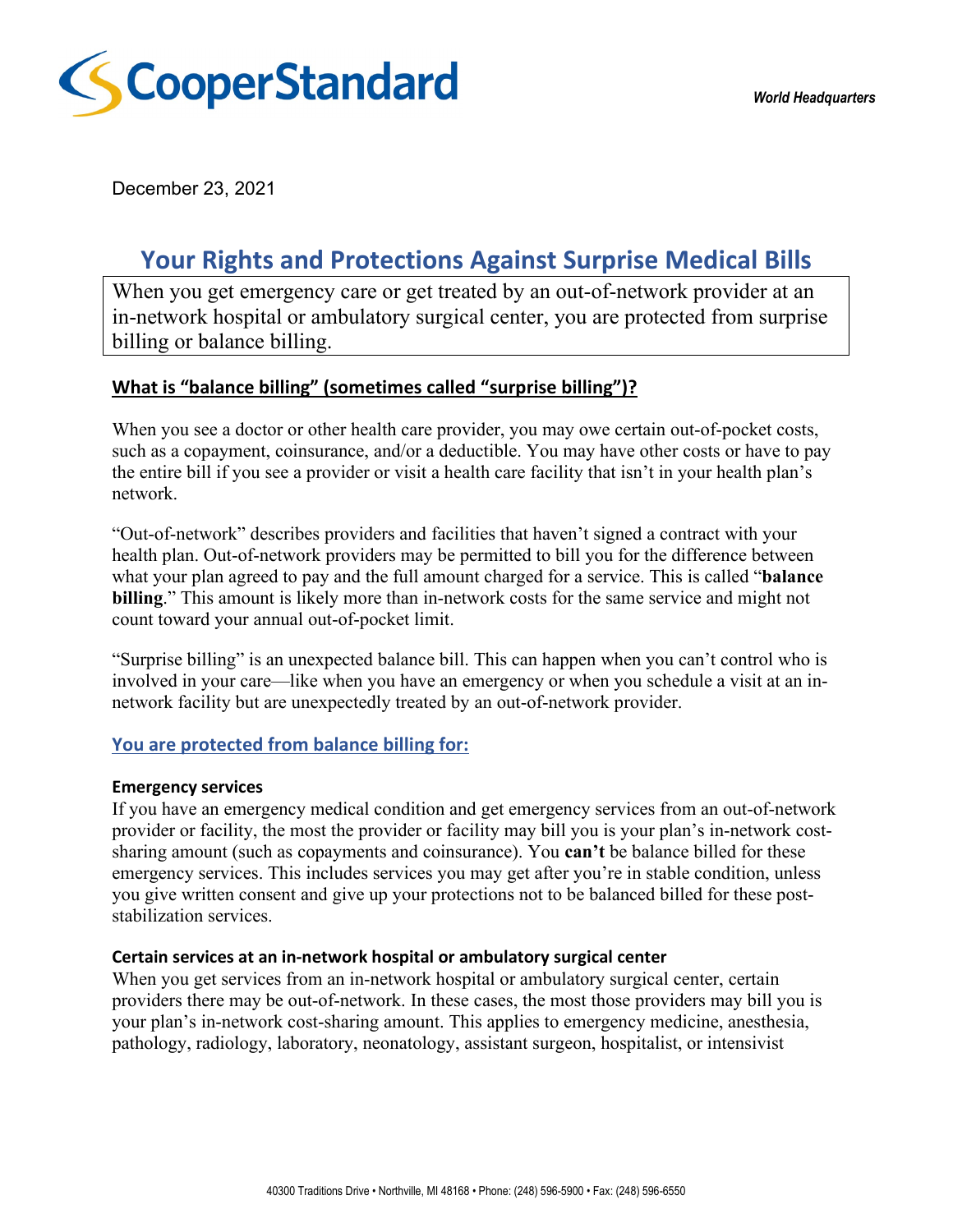CooperStandard

*World Headquarters*

December 23, 2021

# Your Rights and Protections Against Surprise Medical Bills

When you get emergency care or get treated by an out-of-network provider at an in-network hospital or ambulatory surgical center, you are protected from surprise billing or balance billing.

## What is "balance billing" (sometimes called "surprise billing")?

When you see a doctor or other health care provider, you may owe certain out-of-pocket costs, such as a copayment, coinsurance, and/or a deductible. You may have other costs or have to pay the entire bill if you see a provider or visit a health care facility that isn't in your health plan's network.

"Out-of-network" describes providers and facilities that haven't signed a contract with your health plan. Out-of-network providers may be permitted to bill you for the difference between what your plan agreed to pay and the full amount charged for a service. This is called "**balance billing**." This amount is likely more than in-network costs for the same service and might not count toward your annual out-of-pocket limit.

"Surprise billing" is an unexpected balance bill. This can happen when you can't control who is involved in your care—like when you have an emergency or when you schedule a visit at an in-network facility but are unexpectedly treated by an out-of-network provider.

## You are protected from balance billing for:

### Emergency services

If you have an emergency medical condition and get emergency services from an out-of-network provider or facility, the most the provider or facility may bill you is your plan's in-network cost-sharing amount (such as copayments and coinsurance). You **can't** be balance billed for these emergency services. This includes services you may get after you're in stable condition, unless you give written consent and give up your protections not to be balanced billed for these post-stabilization services.

### Certain services at an in-network hospital or ambulatory surgical center

When you get services from an in-network hospital or ambulatory surgical center, certain providers there may be out-of-network. In these cases, the most those providers may bill you is your plan's in-network cost-sharing amount. This applies to emergency medicine, anesthesia, pathology, radiology, laboratory, neonatology, assistant surgeon, hospitalist, or intensivist

40300 Traditions Drive • Northville, MI 48168 • Phone: (248) 596-5900 • Fax: (248) 596-6550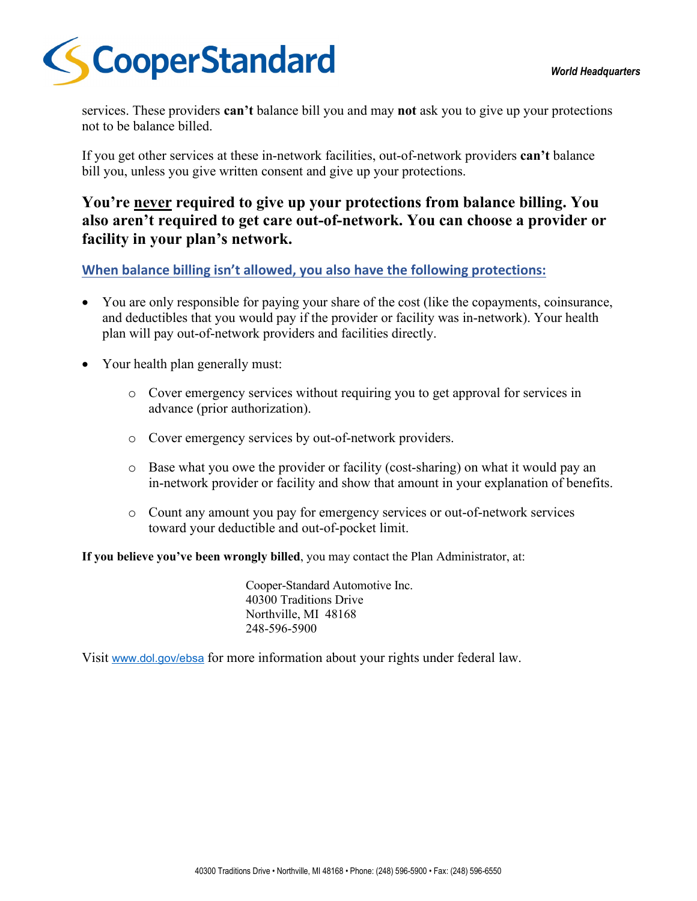services. These providers **can't** balance bill you and may **not** ask you to give up your protections not to be balance billed.

If you get other services at these in-network facilities, out-of-network providers **can't** balance bill you, unless you give written consent and give up your protections.

### You're never required to give up your protections from balance billing. You also aren't required to get care out-of-network. You can choose a provider or facility in your plan's network.

#### When balance billing isn't allowed, you also have the following protections:

- You are only responsible for paying your share of the cost (like the copayments, coinsurance, and deductibles that you would pay if the provider or facility was in-network). Your health plan will pay out-of-network providers and facilities directly.
- Your health plan generally must:
  - Cover emergency services without requiring you to get approval for services in advance (prior authorization).
  - Cover emergency services by out-of-network providers.
  - Base what you owe the provider or facility (cost-sharing) on what it would pay an in-network provider or facility and show that amount in your explanation of benefits.
  - Count any amount you pay for emergency services or out-of-network services toward your deductible and out-of-pocket limit.

**If you believe you've been wrongly billed**, you may contact the Plan Administrator, at:

Cooper-Standard Automotive Inc.
40300 Traditions Drive
Northville, MI 48168
248-596-5900

Visit www.dol.gov/ebsa for more information about your rights under federal law.